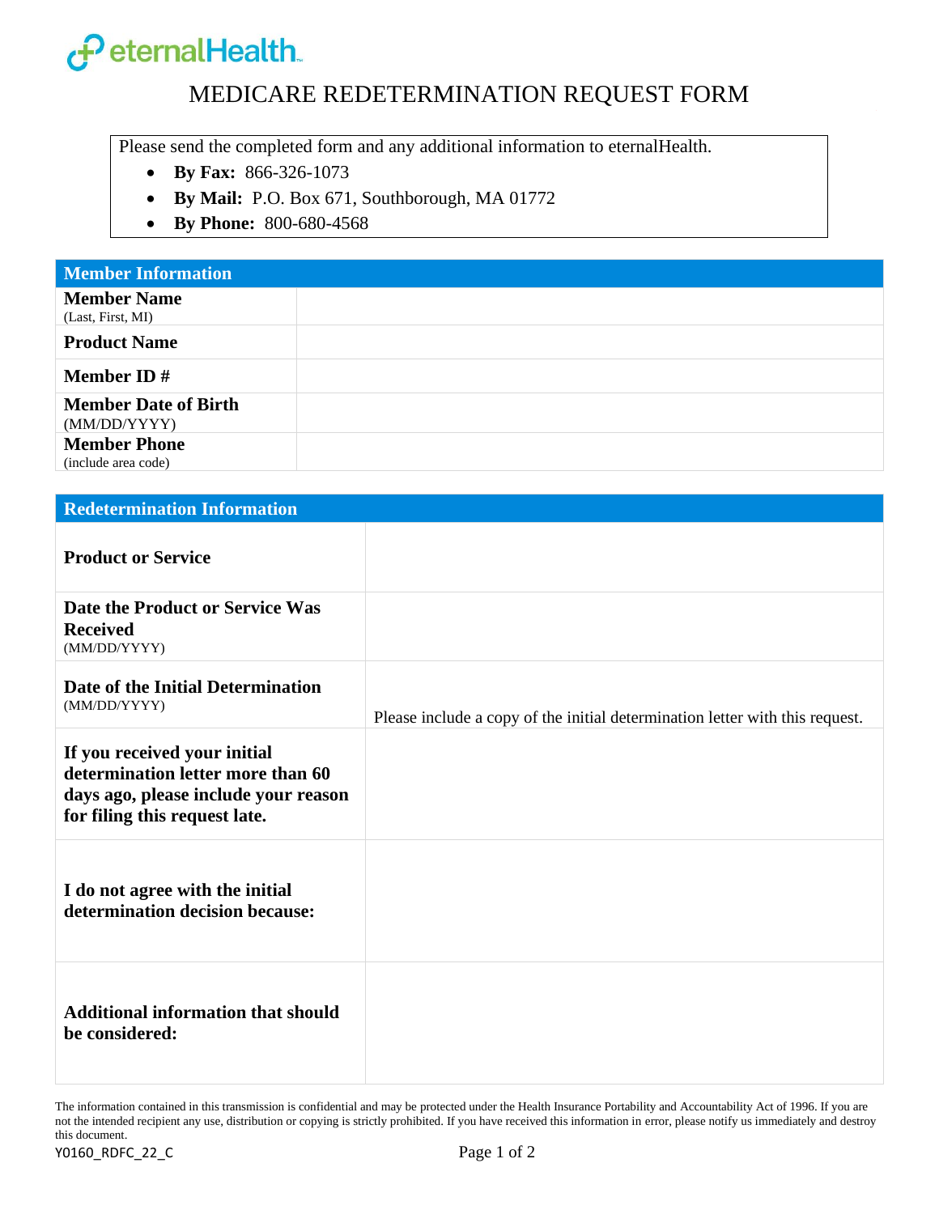eternalHealth

# MEDICARE REDETERMINATION REQUEST FORM

Please send the completed form and any additional information to eternalHealth.

- **By Fax:** 866-326-1073
- **By Mail:** P.O. Box 671, Southborough, MA 01772
- **By Phone:** 800-680-4568

| Member Information | |
|---|---|
| **Member Name** (Last, First, MI) | |
| **Product Name** | |
| **Member ID #** | |
| **Member Date of Birth** (MM/DD/YYYY) | |
| **Member Phone** (include area code) | |

| Redetermination Information | |
|---|---|
| **Product or Service** | |
| **Date the Product or Service Was Received** (MM/DD/YYYY) | |
| **Date of the Initial Determination** (MM/DD/YYYY) | Please include a copy of the initial determination letter with this request. |
| **If you received your initial determination letter more than 60 days ago, please include your reason for filing this request late.** | |
| **I do not agree with the initial determination decision because:** | |
| **Additional information that should be considered:** | |

The information contained in this transmission is confidential and may be protected under the Health Insurance Portability and Accountability Act of 1996. If you are not the intended recipient any use, distribution or copying is strictly prohibited. If you have received this information in error, please notify us immediately and destroy this document.

Y0160_RDFC_22_C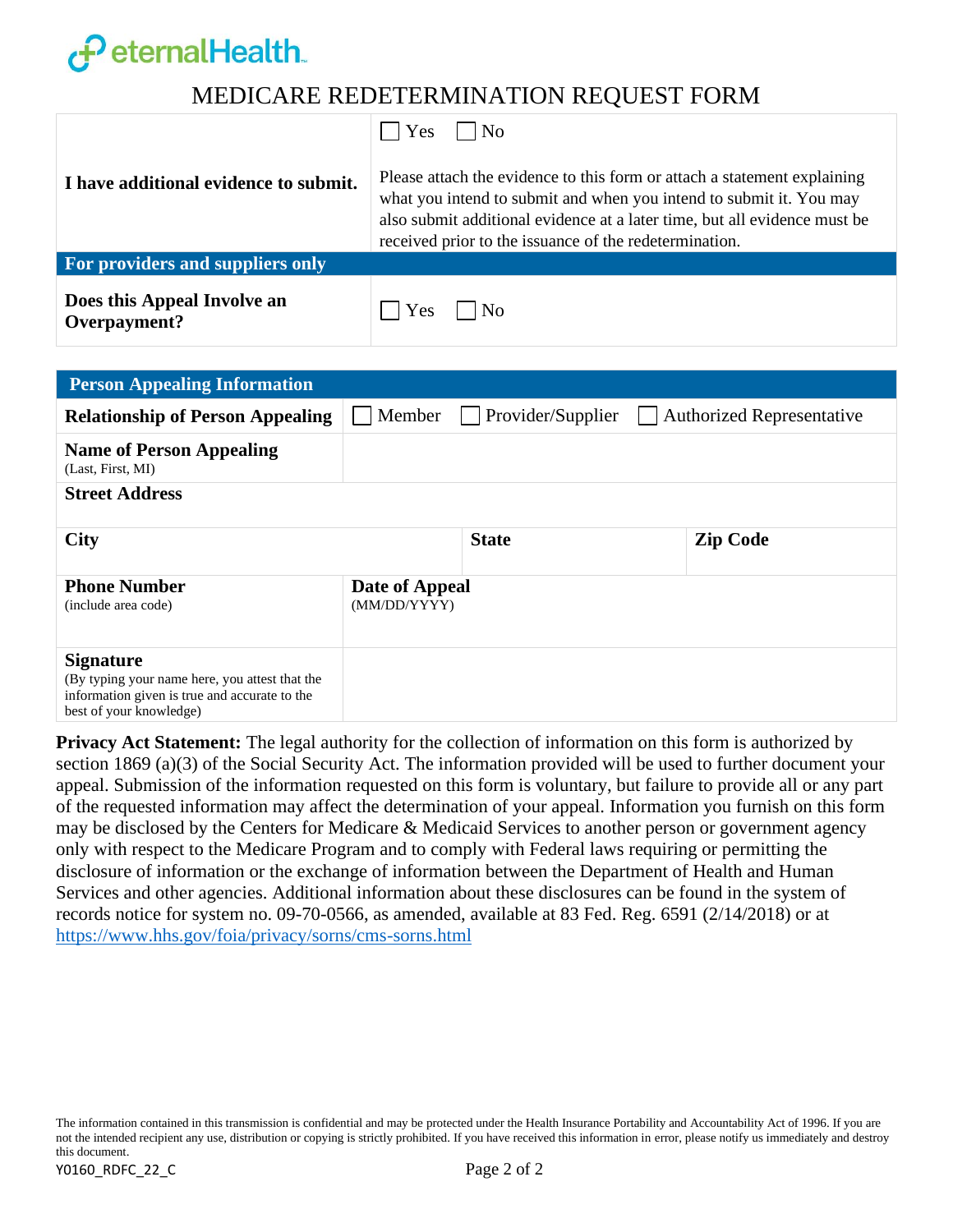eternalHealth

# MEDICARE REDETERMINATION REQUEST FORM

| | |
|---|---|
| **I have additional evidence to submit.** | ☐ Yes ☐ No<br><br>Please attach the evidence to this form or attach a statement explaining what you intend to submit and when you intend to submit it. You may also submit additional evidence at a later time, but all evidence must be received prior to the issuance of the redetermination. |
| **For providers and suppliers only** | |
| **Does this Appeal Involve an Overpayment?** | ☐ Yes ☐ No |

| **Person Appealing Information** | | | |
|---|---|---|---|
| **Relationship of Person Appealing** | ☐ Member ☐ Provider/Supplier ☐ Authorized Representative | | |
| **Name of Person Appealing** (Last, First, MI) | | | |
| **Street Address** | | | |
| **City** | | **State** | **Zip Code** |
| **Phone Number** (include area code) | **Date of Appeal** (MM/DD/YYYY) | | |
| **Signature** (By typing your name here, you attest that the information given is true and accurate to the best of your knowledge) | | | |

**Privacy Act Statement:** The legal authority for the collection of information on this form is authorized by section 1869 (a)(3) of the Social Security Act. The information provided will be used to further document your appeal. Submission of the information requested on this form is voluntary, but failure to provide all or any part of the requested information may affect the determination of your appeal. Information you furnish on this form may be disclosed by the Centers for Medicare & Medicaid Services to another person or government agency only with respect to the Medicare Program and to comply with Federal laws requiring or permitting the disclosure of information or the exchange of information between the Department of Health and Human Services and other agencies. Additional information about these disclosures can be found in the system of records notice for system no. 09-70-0566, as amended, available at 83 Fed. Reg. 6591 (2/14/2018) or at https://www.hhs.gov/foia/privacy/sorns/cms-sorns.html

The information contained in this transmission is confidential and may be protected under the Health Insurance Portability and Accountability Act of 1996. If you are not the intended recipient any use, distribution or copying is strictly prohibited. If you have received this information in error, please notify us immediately and destroy this document.

Y0160_RDFC_22_C